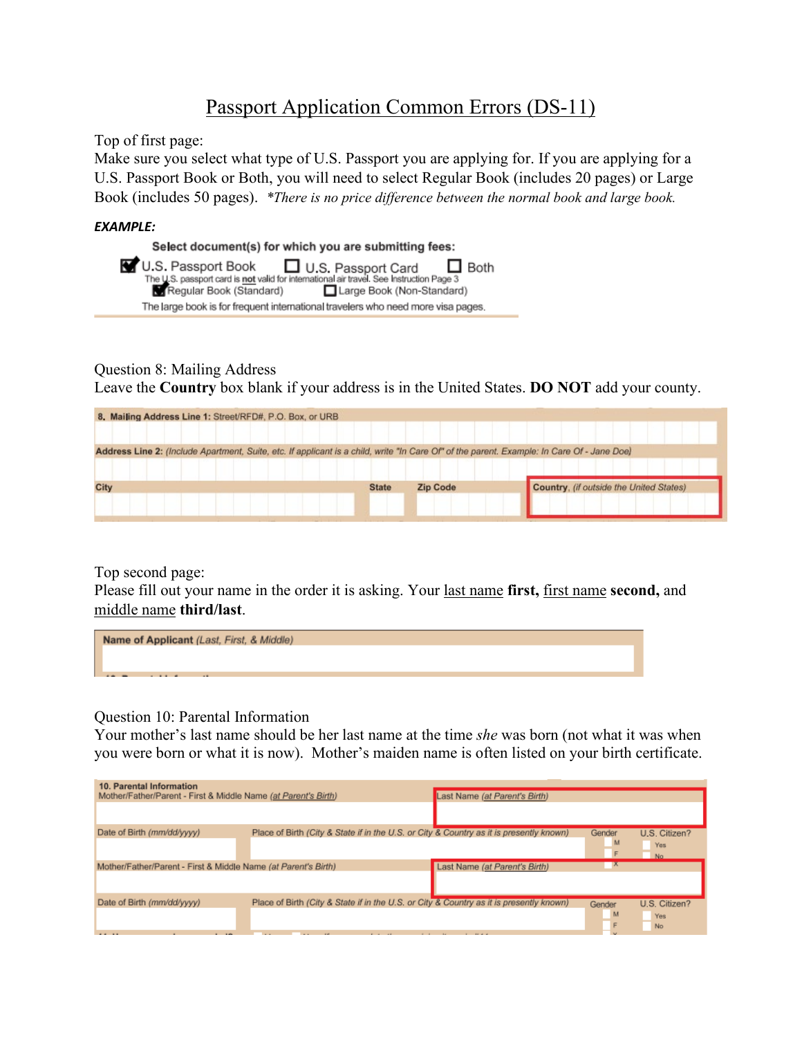# Passport Application Common Errors (DS-11)

Top of first page:
Make sure you select what type of U.S. Passport you are applying for. If you are applying for a U.S. Passport Book or Both, you will need to select Regular Book (includes 20 pages) or Large Book (includes 50 pages). *\*There is no price difference between the normal book and large book.*

***EXAMPLE:***

**Select document(s) for which you are submitting fees:**

☑ U.S. Passport Book ☐ U.S. Passport Card ☐ Both

The U.S. passport card is **not** valid for international air travel. See Instruction Page 3

☑ Regular Book (Standard) ☐ Large Book (Non-Standard)

The large book is for frequent international travelers who need more visa pages.

Question 8: Mailing Address
Leave the **Country** box blank if your address is in the United States. **DO NOT** add your county.

**8. Mailing Address Line 1:** Street/RFD#, P.O. Box, or URB

**Address Line 2:** *(Include Apartment, Suite, etc. If applicant is a child, write "In Care Of" of the parent. Example: In Care Of - Jane Doe)*

| City | State | Zip Code | Country, *(if outside the United States)* |
|---|---|---|---|
| | | | |

Top second page:
Please fill out your name in the order it is asking. Your last name **first,** first name **second,** and middle name **third/last**.

**Name of Applicant** *(Last, First, & Middle)*

Question 10: Parental Information
Your mother's last name should be her last name at the time *she* was born (not what it was when you were born or what it is now). Mother's maiden name is often listed on your birth certificate.

**10. Parental Information**

| Mother/Father/Parent - First & Middle Name *(at Parent's Birth)* | | Last Name *(at Parent's Birth)* | | |
|---|---|---|---|---|
| **Date of Birth** *(mm/dd/yyyy)* | **Place of Birth** *(City & State if in the U.S. or City & Country as it is presently known)* | | **Gender** ☐ M ☐ F ☐ X | **U.S. Citizen?** ☐ Yes ☐ No |
| **Mother/Father/Parent - First & Middle Name** *(at Parent's Birth)* | | **Last Name** *(at Parent's Birth)* | | |
| **Date of Birth** *(mm/dd/yyyy)* | **Place of Birth** *(City & State if in the U.S. or City & Country as it is presently known)* | | **Gender** ☐ M ☐ F ☐ X | **U.S. Citizen?** ☐ Yes ☐ No |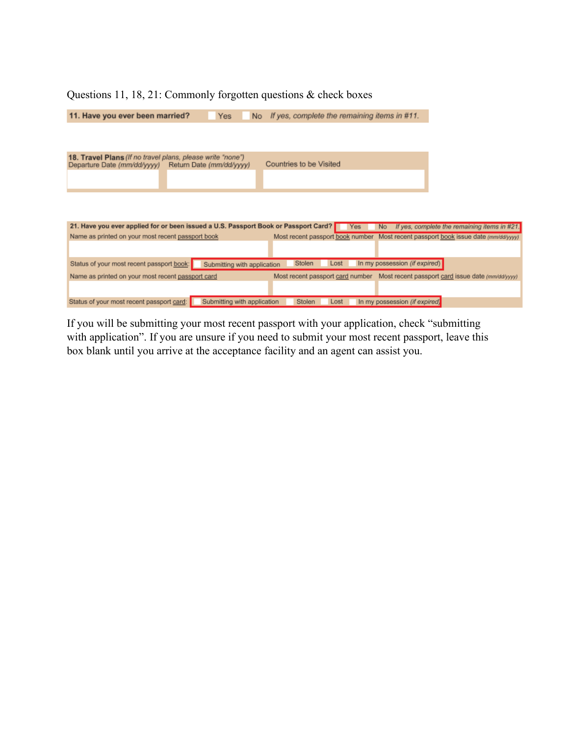Questions 11, 18, 21: Commonly forgotten questions & check boxes

**11. Have you ever been married?** ☐ Yes ☐ No *If yes, complete the remaining items in #11.*

**18. Travel Plans** *(If no travel plans, please write "none")*

| Departure Date *(mm/dd/yyyy)* | Return Date *(mm/dd/yyyy)* | Countries to be Visited |
|---|---|---|
| | | |

**21. Have you ever applied for or been issued a U.S. Passport Book or Passport Card?** ☐ Yes ☐ No *If yes, complete the remaining items in #21.*

| Name as printed on your most recent passport book | Most recent passport book number | Most recent passport book issue date *(mm/dd/yyyy)* |
|---|---|---|
| | | |

Status of your most recent passport book: ☐ Submitting with application ☐ Stolen ☐ Lost ☐ In my possession *(if expired)*

| Name as printed on your most recent passport card | Most recent passport card number | Most recent passport card issue date *(mm/dd/yyyy)* |
|---|---|---|
| | | |

Status of your most recent passport card: ☐ Submitting with application ☐ Stolen ☐ Lost ☐ In my possession *(if expired)*

If you will be submitting your most recent passport with your application, check "submitting with application". If you are unsure if you need to submit your most recent passport, leave this box blank until you arrive at the acceptance facility and an agent can assist you.